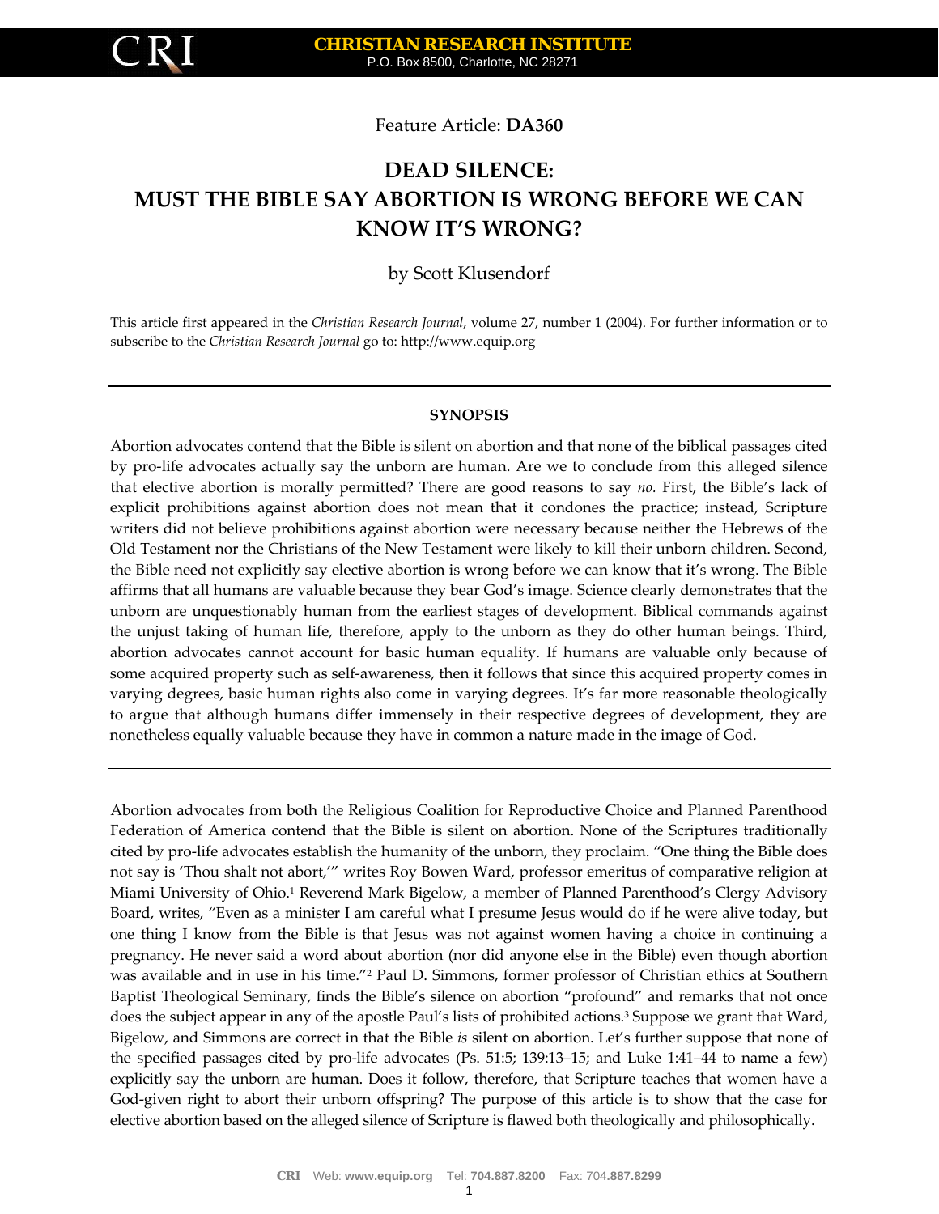Feature Article: **DA360**

# DEAD SILENCE: MUST THE BIBLE SAY ABORTION IS WRONG BEFORE WE CAN KNOW IT'S WRONG?

by Scott Klusendorf

This article first appeared in the *Christian Research Journal*, volume 27, number 1 (2004). For further information or to subscribe to the *Christian Research Journal* go to: http://www.equip.org

---

#### SYNOPSIS

Abortion advocates contend that the Bible is silent on abortion and that none of the biblical passages cited by pro-life advocates actually say the unborn are human. Are we to conclude from this alleged silence that elective abortion is morally permitted? There are good reasons to say *no.* First, the Bible's lack of explicit prohibitions against abortion does not mean that it condones the practice; instead, Scripture writers did not believe prohibitions against abortion were necessary because neither the Hebrews of the Old Testament nor the Christians of the New Testament were likely to kill their unborn children. Second, the Bible need not explicitly say elective abortion is wrong before we can know that it's wrong. The Bible affirms that all humans are valuable because they bear God's image. Science clearly demonstrates that the unborn are unquestionably human from the earliest stages of development. Biblical commands against the unjust taking of human life, therefore, apply to the unborn as they do other human beings. Third, abortion advocates cannot account for basic human equality. If humans are valuable only because of some acquired property such as self-awareness, then it follows that since this acquired property comes in varying degrees, basic human rights also come in varying degrees. It's far more reasonable theologically to argue that although humans differ immensely in their respective degrees of development, they are nonetheless equally valuable because they have in common a nature made in the image of God.

---

Abortion advocates from both the Religious Coalition for Reproductive Choice and Planned Parenthood Federation of America contend that the Bible is silent on abortion. None of the Scriptures traditionally cited by pro-life advocates establish the humanity of the unborn, they proclaim. "One thing the Bible does not say is 'Thou shalt not abort,'" writes Roy Bowen Ward, professor emeritus of comparative religion at Miami University of Ohio.[1] Reverend Mark Bigelow, a member of Planned Parenthood's Clergy Advisory Board, writes, "Even as a minister I am careful what I presume Jesus would do if he were alive today, but one thing I know from the Bible is that Jesus was not against women having a choice in continuing a pregnancy. He never said a word about abortion (nor did anyone else in the Bible) even though abortion was available and in use in his time."[2] Paul D. Simmons, former professor of Christian ethics at Southern Baptist Theological Seminary, finds the Bible's silence on abortion "profound" and remarks that not once does the subject appear in any of the apostle Paul's lists of prohibited actions.[3] Suppose we grant that Ward, Bigelow, and Simmons are correct in that the Bible *is* silent on abortion. Let's further suppose that none of the specified passages cited by pro-life advocates (Ps. 51:5; 139:13–15; and Luke 1:41–44 to name a few) explicitly say the unborn are human. Does it follow, therefore, that Scripture teaches that women have a God-given right to abort their unborn offspring? The purpose of this article is to show that the case for elective abortion based on the alleged silence of Scripture is flawed both theologically and philosophically.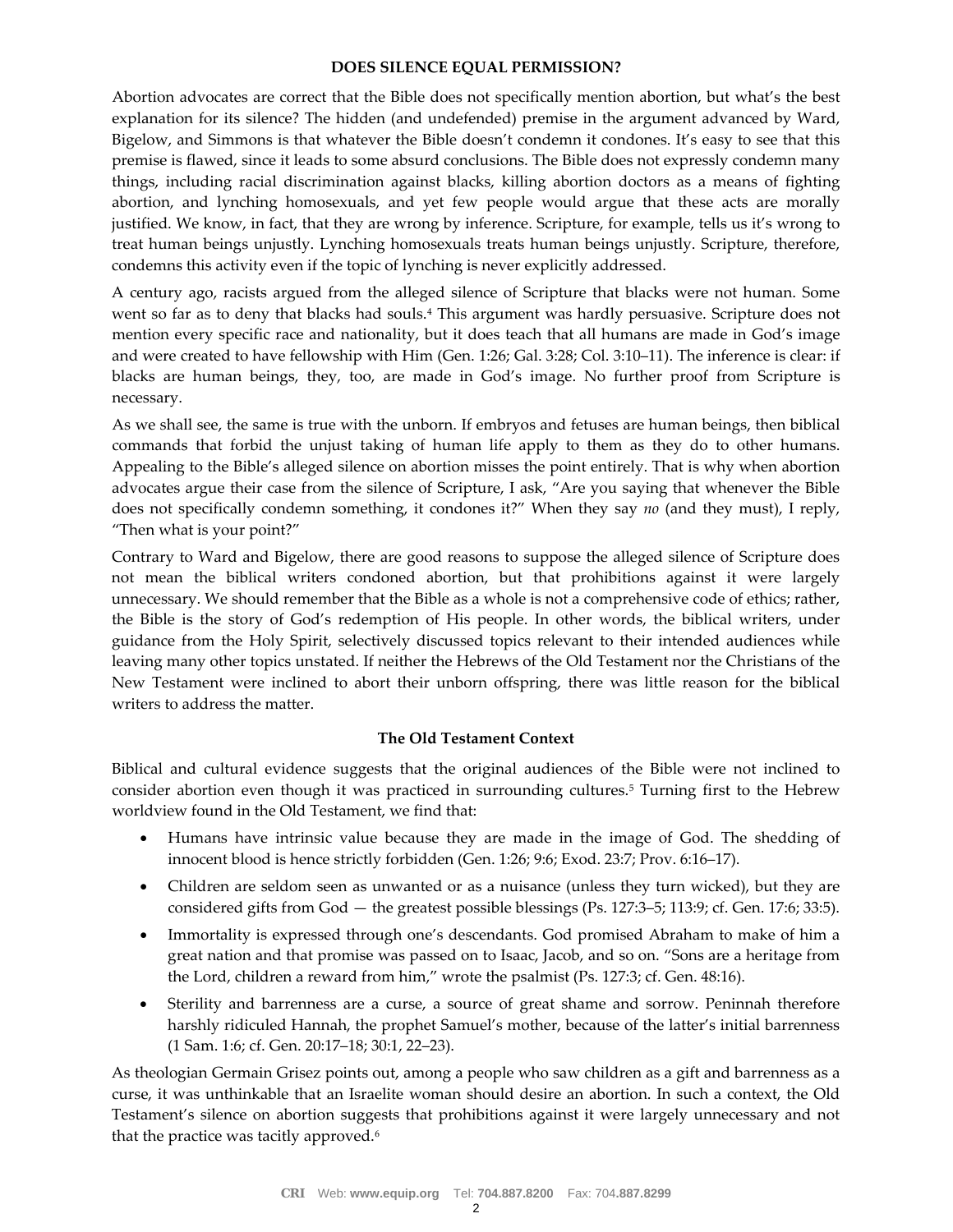## DOES SILENCE EQUAL PERMISSION?

Abortion advocates are correct that the Bible does not specifically mention abortion, but what's the best explanation for its silence? The hidden (and undefended) premise in the argument advanced by Ward, Bigelow, and Simmons is that whatever the Bible doesn't condemn it condones. It's easy to see that this premise is flawed, since it leads to some absurd conclusions. The Bible does not expressly condemn many things, including racial discrimination against blacks, killing abortion doctors as a means of fighting abortion, and lynching homosexuals, and yet few people would argue that these acts are morally justified. We know, in fact, that they are wrong by inference. Scripture, for example, tells us it's wrong to treat human beings unjustly. Lynching homosexuals treats human beings unjustly. Scripture, therefore, condemns this activity even if the topic of lynching is never explicitly addressed.

A century ago, racists argued from the alleged silence of Scripture that blacks were not human. Some went so far as to deny that blacks had souls.[4] This argument was hardly persuasive. Scripture does not mention every specific race and nationality, but it does teach that all humans are made in God's image and were created to have fellowship with Him (Gen. 1:26; Gal. 3:28; Col. 3:10–11). The inference is clear: if blacks are human beings, they, too, are made in God's image. No further proof from Scripture is necessary.

As we shall see, the same is true with the unborn. If embryos and fetuses are human beings, then biblical commands that forbid the unjust taking of human life apply to them as they do to other humans. Appealing to the Bible's alleged silence on abortion misses the point entirely. That is why when abortion advocates argue their case from the silence of Scripture, I ask, "Are you saying that whenever the Bible does not specifically condemn something, it condones it?" When they say *no* (and they must), I reply, "Then what is your point?"

Contrary to Ward and Bigelow, there are good reasons to suppose the alleged silence of Scripture does not mean the biblical writers condoned abortion, but that prohibitions against it were largely unnecessary. We should remember that the Bible as a whole is not a comprehensive code of ethics; rather, the Bible is the story of God's redemption of His people. In other words, the biblical writers, under guidance from the Holy Spirit, selectively discussed topics relevant to their intended audiences while leaving many other topics unstated. If neither the Hebrews of the Old Testament nor the Christians of the New Testament were inclined to abort their unborn offspring, there was little reason for the biblical writers to address the matter.

### The Old Testament Context

Biblical and cultural evidence suggests that the original audiences of the Bible were not inclined to consider abortion even though it was practiced in surrounding cultures.[5] Turning first to the Hebrew worldview found in the Old Testament, we find that:

- Humans have intrinsic value because they are made in the image of God. The shedding of innocent blood is hence strictly forbidden (Gen. 1:26; 9:6; Exod. 23:7; Prov. 6:16–17).
- Children are seldom seen as unwanted or as a nuisance (unless they turn wicked), but they are considered gifts from God — the greatest possible blessings (Ps. 127:3–5; 113:9; cf. Gen. 17:6; 33:5).
- Immortality is expressed through one's descendants. God promised Abraham to make of him a great nation and that promise was passed on to Isaac, Jacob, and so on. "Sons are a heritage from the Lord, children a reward from him," wrote the psalmist (Ps. 127:3; cf. Gen. 48:16).
- Sterility and barrenness are a curse, a source of great shame and sorrow. Peninnah therefore harshly ridiculed Hannah, the prophet Samuel's mother, because of the latter's initial barrenness (1 Sam. 1:6; cf. Gen. 20:17–18; 30:1, 22–23).

As theologian Germain Grisez points out, among a people who saw children as a gift and barrenness as a curse, it was unthinkable that an Israelite woman should desire an abortion. In such a context, the Old Testament's silence on abortion suggests that prohibitions against it were largely unnecessary and not that the practice was tacitly approved.[6]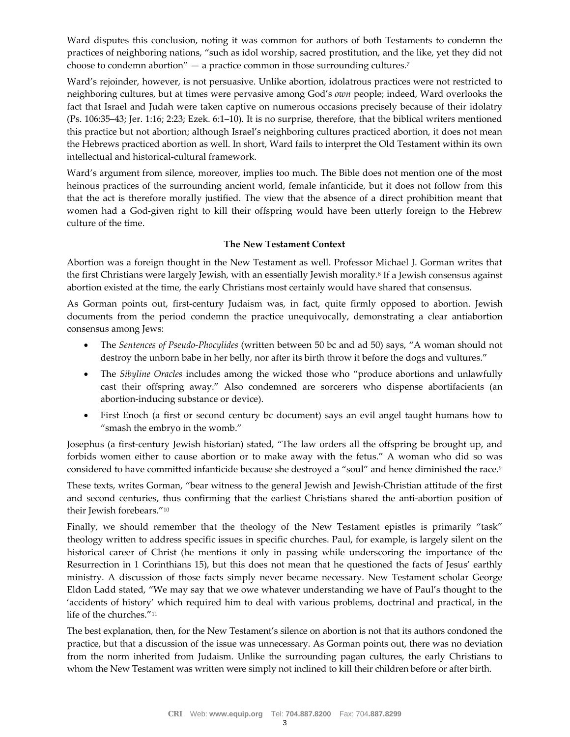Ward disputes this conclusion, noting it was common for authors of both Testaments to condemn the practices of neighboring nations, "such as idol worship, sacred prostitution, and the like, yet they did not choose to condemn abortion" — a practice common in those surrounding cultures.[7]

Ward's rejoinder, however, is not persuasive. Unlike abortion, idolatrous practices were not restricted to neighboring cultures, but at times were pervasive among God's *own* people; indeed, Ward overlooks the fact that Israel and Judah were taken captive on numerous occasions precisely because of their idolatry (Ps. 106:35–43; Jer. 1:16; 2:23; Ezek. 6:1–10). It is no surprise, therefore, that the biblical writers mentioned this practice but not abortion; although Israel's neighboring cultures practiced abortion, it does not mean the Hebrews practiced abortion as well. In short, Ward fails to interpret the Old Testament within its own intellectual and historical-cultural framework.

Ward's argument from silence, moreover, implies too much. The Bible does not mention one of the most heinous practices of the surrounding ancient world, female infanticide, but it does not follow from this that the act is therefore morally justified. The view that the absence of a direct prohibition meant that women had a God-given right to kill their offspring would have been utterly foreign to the Hebrew culture of the time.

**The New Testament Context**

Abortion was a foreign thought in the New Testament as well. Professor Michael J. Gorman writes that the first Christians were largely Jewish, with an essentially Jewish morality.[8] If a Jewish consensus against abortion existed at the time, the early Christians most certainly would have shared that consensus.

As Gorman points out, first-century Judaism was, in fact, quite firmly opposed to abortion. Jewish documents from the period condemn the practice unequivocally, demonstrating a clear antiabortion consensus among Jews:

- The *Sentences of Pseudo-Phocylides* (written between 50 bc and ad 50) says, "A woman should not destroy the unborn babe in her belly, nor after its birth throw it before the dogs and vultures."
- The *Sibyline Oracles* includes among the wicked those who "produce abortions and unlawfully cast their offspring away." Also condemned are sorcerers who dispense abortifacients (an abortion-inducing substance or device).
- First Enoch (a first or second century bc document) says an evil angel taught humans how to "smash the embryo in the womb."

Josephus (a first-century Jewish historian) stated, "The law orders all the offspring be brought up, and forbids women either to cause abortion or to make away with the fetus." A woman who did so was considered to have committed infanticide because she destroyed a "soul" and hence diminished the race.[9]

These texts, writes Gorman, "bear witness to the general Jewish and Jewish-Christian attitude of the first and second centuries, thus confirming that the earliest Christians shared the anti-abortion position of their Jewish forebears."[10]

Finally, we should remember that the theology of the New Testament epistles is primarily "task" theology written to address specific issues in specific churches. Paul, for example, is largely silent on the historical career of Christ (he mentions it only in passing while underscoring the importance of the Resurrection in 1 Corinthians 15), but this does not mean that he questioned the facts of Jesus' earthly ministry. A discussion of those facts simply never became necessary. New Testament scholar George Eldon Ladd stated, "We may say that we owe whatever understanding we have of Paul's thought to the 'accidents of history' which required him to deal with various problems, doctrinal and practical, in the life of the churches."[11]

The best explanation, then, for the New Testament's silence on abortion is not that its authors condoned the practice, but that a discussion of the issue was unnecessary. As Gorman points out, there was no deviation from the norm inherited from Judaism. Unlike the surrounding pagan cultures, the early Christians to whom the New Testament was written were simply not inclined to kill their children before or after birth.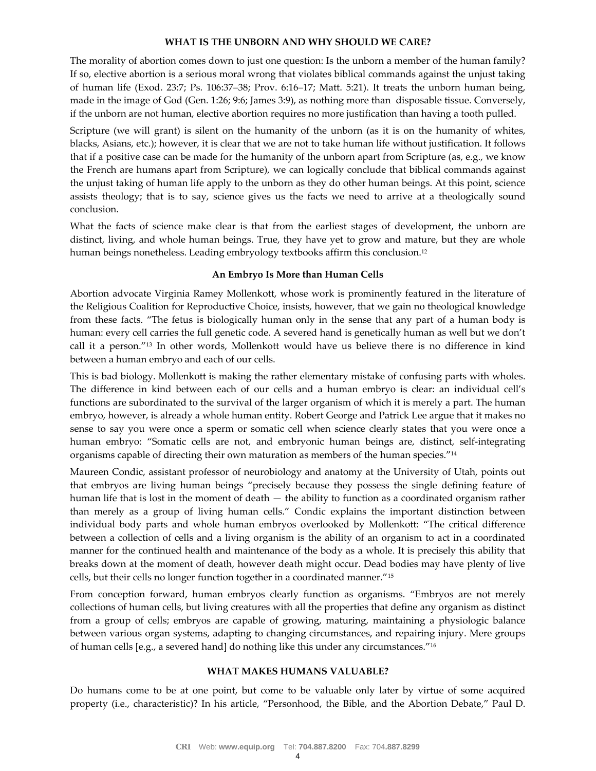## WHAT IS THE UNBORN AND WHY SHOULD WE CARE?

The morality of abortion comes down to just one question: Is the unborn a member of the human family? If so, elective abortion is a serious moral wrong that violates biblical commands against the unjust taking of human life (Exod. 23:7; Ps. 106:37–38; Prov. 6:16–17; Matt. 5:21). It treats the unborn human being, made in the image of God (Gen. 1:26; 9:6; James 3:9), as nothing more than disposable tissue. Conversely, if the unborn are not human, elective abortion requires no more justification than having a tooth pulled.

Scripture (we will grant) is silent on the humanity of the unborn (as it is on the humanity of whites, blacks, Asians, etc.); however, it is clear that we are not to take human life without justification. It follows that if a positive case can be made for the humanity of the unborn apart from Scripture (as, e.g., we know the French are humans apart from Scripture), we can logically conclude that biblical commands against the unjust taking of human life apply to the unborn as they do other human beings. At this point, science assists theology; that is to say, science gives us the facts we need to arrive at a theologically sound conclusion.

What the facts of science make clear is that from the earliest stages of development, the unborn are distinct, living, and whole human beings. True, they have yet to grow and mature, but they are whole human beings nonetheless. Leading embryology textbooks affirm this conclusion.[12]

### An Embryo Is More than Human Cells

Abortion advocate Virginia Ramey Mollenkott, whose work is prominently featured in the literature of the Religious Coalition for Reproductive Choice, insists, however, that we gain no theological knowledge from these facts. "The fetus is biologically human only in the sense that any part of a human body is human: every cell carries the full genetic code. A severed hand is genetically human as well but we don't call it a person."[13] In other words, Mollenkott would have us believe there is no difference in kind between a human embryo and each of our cells.

This is bad biology. Mollenkott is making the rather elementary mistake of confusing parts with wholes. The difference in kind between each of our cells and a human embryo is clear: an individual cell's functions are subordinated to the survival of the larger organism of which it is merely a part. The human embryo, however, is already a whole human entity. Robert George and Patrick Lee argue that it makes no sense to say you were once a sperm or somatic cell when science clearly states that you were once a human embryo: "Somatic cells are not, and embryonic human beings are, distinct, self-integrating organisms capable of directing their own maturation as members of the human species."[14]

Maureen Condic, assistant professor of neurobiology and anatomy at the University of Utah, points out that embryos are living human beings "precisely because they possess the single defining feature of human life that is lost in the moment of death — the ability to function as a coordinated organism rather than merely as a group of living human cells." Condic explains the important distinction between individual body parts and whole human embryos overlooked by Mollenkott: "The critical difference between a collection of cells and a living organism is the ability of an organism to act in a coordinated manner for the continued health and maintenance of the body as a whole. It is precisely this ability that breaks down at the moment of death, however death might occur. Dead bodies may have plenty of live cells, but their cells no longer function together in a coordinated manner."[15]

From conception forward, human embryos clearly function as organisms. "Embryos are not merely collections of human cells, but living creatures with all the properties that define any organism as distinct from a group of cells; embryos are capable of growing, maturing, maintaining a physiologic balance between various organ systems, adapting to changing circumstances, and repairing injury. Mere groups of human cells [e.g., a severed hand] do nothing like this under any circumstances."[16]

## WHAT MAKES HUMANS VALUABLE?

Do humans come to be at one point, but come to be valuable only later by virtue of some acquired property (i.e., characteristic)? In his article, "Personhood, the Bible, and the Abortion Debate," Paul D.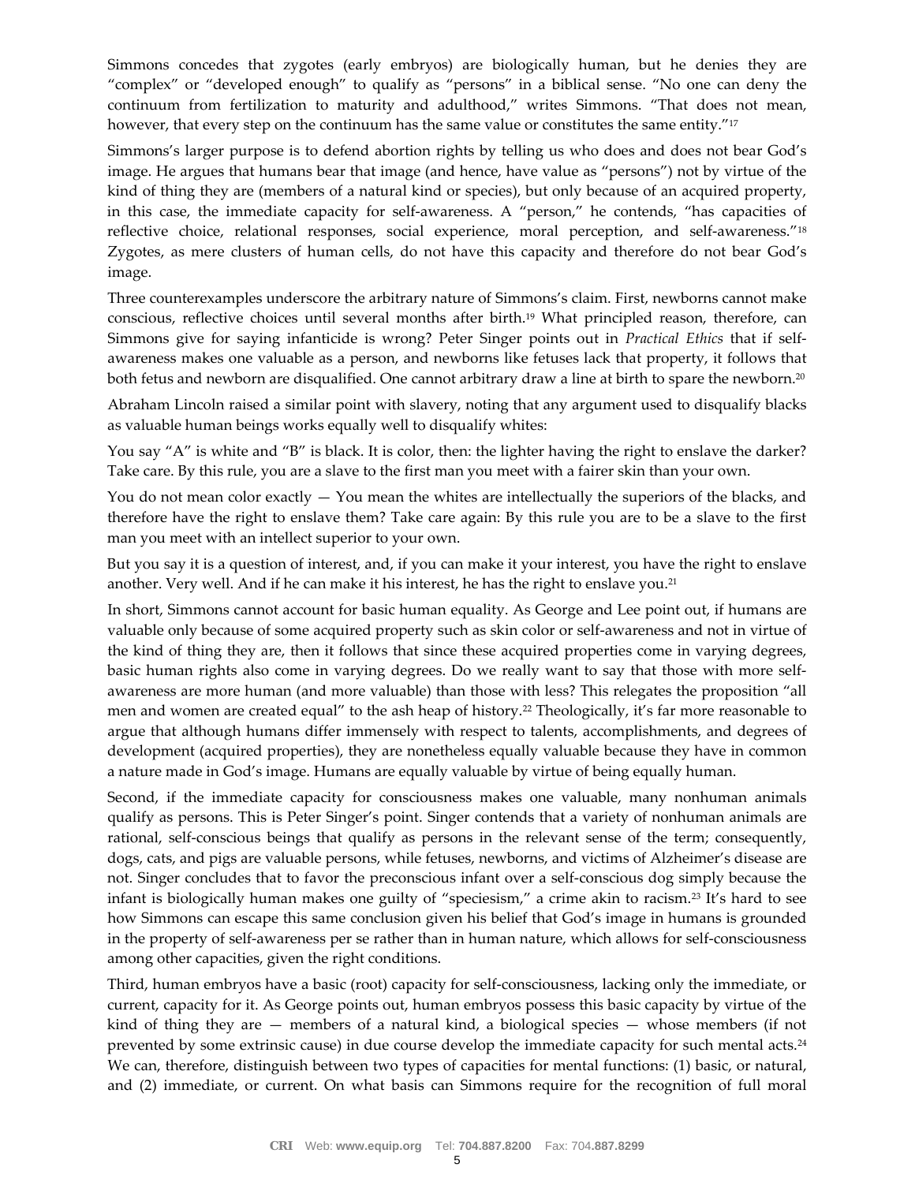Simmons concedes that zygotes (early embryos) are biologically human, but he denies they are "complex" or "developed enough" to qualify as "persons" in a biblical sense. "No one can deny the continuum from fertilization to maturity and adulthood," writes Simmons. "That does not mean, however, that every step on the continuum has the same value or constitutes the same entity."[17]

Simmons's larger purpose is to defend abortion rights by telling us who does and does not bear God's image. He argues that humans bear that image (and hence, have value as "persons") not by virtue of the kind of thing they are (members of a natural kind or species), but only because of an acquired property, in this case, the immediate capacity for self-awareness. A "person," he contends, "has capacities of reflective choice, relational responses, social experience, moral perception, and self-awareness."[18] Zygotes, as mere clusters of human cells, do not have this capacity and therefore do not bear God's image.

Three counterexamples underscore the arbitrary nature of Simmons's claim. First, newborns cannot make conscious, reflective choices until several months after birth.[19] What principled reason, therefore, can Simmons give for saying infanticide is wrong? Peter Singer points out in *Practical Ethics* that if self-awareness makes one valuable as a person, and newborns like fetuses lack that property, it follows that both fetus and newborn are disqualified. One cannot arbitrary draw a line at birth to spare the newborn.[20]

Abraham Lincoln raised a similar point with slavery, noting that any argument used to disqualify blacks as valuable human beings works equally well to disqualify whites:

You say "A" is white and "B" is black. It is color, then: the lighter having the right to enslave the darker? Take care. By this rule, you are a slave to the first man you meet with a fairer skin than your own.

You do not mean color exactly — You mean the whites are intellectually the superiors of the blacks, and therefore have the right to enslave them? Take care again: By this rule you are to be a slave to the first man you meet with an intellect superior to your own.

But you say it is a question of interest, and, if you can make it your interest, you have the right to enslave another. Very well. And if he can make it his interest, he has the right to enslave you.[21]

In short, Simmons cannot account for basic human equality. As George and Lee point out, if humans are valuable only because of some acquired property such as skin color or self-awareness and not in virtue of the kind of thing they are, then it follows that since these acquired properties come in varying degrees, basic human rights also come in varying degrees. Do we really want to say that those with more self-awareness are more human (and more valuable) than those with less? This relegates the proposition "all men and women are created equal" to the ash heap of history.[22] Theologically, it's far more reasonable to argue that although humans differ immensely with respect to talents, accomplishments, and degrees of development (acquired properties), they are nonetheless equally valuable because they have in common a nature made in God's image. Humans are equally valuable by virtue of being equally human.

Second, if the immediate capacity for consciousness makes one valuable, many nonhuman animals qualify as persons. This is Peter Singer's point. Singer contends that a variety of nonhuman animals are rational, self-conscious beings that qualify as persons in the relevant sense of the term; consequently, dogs, cats, and pigs are valuable persons, while fetuses, newborns, and victims of Alzheimer's disease are not. Singer concludes that to favor the preconscious infant over a self-conscious dog simply because the infant is biologically human makes one guilty of "speciesism," a crime akin to racism.[23] It's hard to see how Simmons can escape this same conclusion given his belief that God's image in humans is grounded in the property of self-awareness per se rather than in human nature, which allows for self-consciousness among other capacities, given the right conditions.

Third, human embryos have a basic (root) capacity for self-consciousness, lacking only the immediate, or current, capacity for it. As George points out, human embryos possess this basic capacity by virtue of the kind of thing they are — members of a natural kind, a biological species — whose members (if not prevented by some extrinsic cause) in due course develop the immediate capacity for such mental acts.[24] We can, therefore, distinguish between two types of capacities for mental functions: (1) basic, or natural, and (2) immediate, or current. On what basis can Simmons require for the recognition of full moral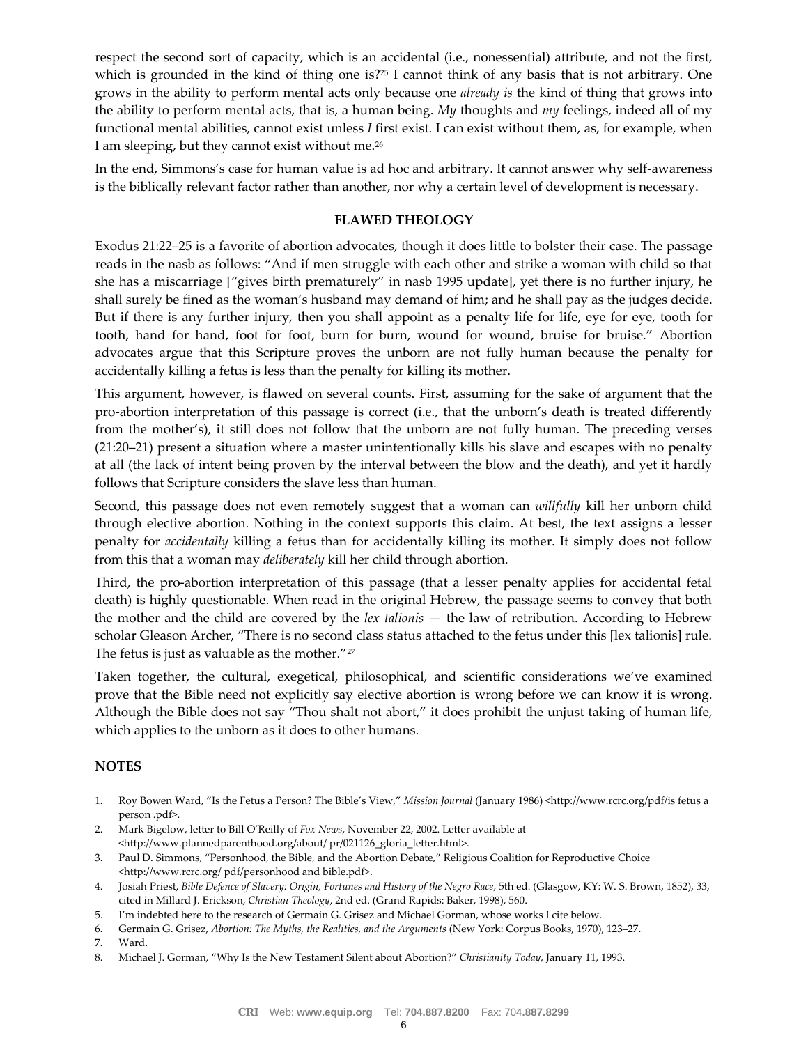respect the second sort of capacity, which is an accidental (i.e., nonessential) attribute, and not the first, which is grounded in the kind of thing one is?[25] I cannot think of any basis that is not arbitrary. One grows in the ability to perform mental acts only because one *already is* the kind of thing that grows into the ability to perform mental acts, that is, a human being. *My* thoughts and *my* feelings, indeed all of my functional mental abilities, cannot exist unless *I* first exist. I can exist without them, as, for example, when I am sleeping, but they cannot exist without me.[26]

In the end, Simmons's case for human value is ad hoc and arbitrary. It cannot answer why self-awareness is the biblically relevant factor rather than another, nor why a certain level of development is necessary.

## FLAWED THEOLOGY

Exodus 21:22–25 is a favorite of abortion advocates, though it does little to bolster their case. The passage reads in the nasb as follows: "And if men struggle with each other and strike a woman with child so that she has a miscarriage ["gives birth prematurely" in nasb 1995 update], yet there is no further injury, he shall surely be fined as the woman's husband may demand of him; and he shall pay as the judges decide. But if there is any further injury, then you shall appoint as a penalty life for life, eye for eye, tooth for tooth, hand for hand, foot for foot, burn for burn, wound for wound, bruise for bruise." Abortion advocates argue that this Scripture proves the unborn are not fully human because the penalty for accidentally killing a fetus is less than the penalty for killing its mother.

This argument, however, is flawed on several counts. First, assuming for the sake of argument that the pro-abortion interpretation of this passage is correct (i.e., that the unborn's death is treated differently from the mother's), it still does not follow that the unborn are not fully human. The preceding verses (21:20–21) present a situation where a master unintentionally kills his slave and escapes with no penalty at all (the lack of intent being proven by the interval between the blow and the death), and yet it hardly follows that Scripture considers the slave less than human.

Second, this passage does not even remotely suggest that a woman can *willfully* kill her unborn child through elective abortion. Nothing in the context supports this claim. At best, the text assigns a lesser penalty for *accidentally* killing a fetus than for accidentally killing its mother. It simply does not follow from this that a woman may *deliberately* kill her child through abortion.

Third, the pro-abortion interpretation of this passage (that a lesser penalty applies for accidental fetal death) is highly questionable. When read in the original Hebrew, the passage seems to convey that both the mother and the child are covered by the *lex talionis* — the law of retribution. According to Hebrew scholar Gleason Archer, "There is no second class status attached to the fetus under this [lex talionis] rule. The fetus is just as valuable as the mother."[27]

Taken together, the cultural, exegetical, philosophical, and scientific considerations we've examined prove that the Bible need not explicitly say elective abortion is wrong before we can know it is wrong. Although the Bible does not say "Thou shalt not abort," it does prohibit the unjust taking of human life, which applies to the unborn as it does to other humans.

## NOTES

1. Roy Bowen Ward, "Is the Fetus a Person? The Bible's View," *Mission Journal* (January 1986) <http://www.rcrc.org/pdf/is fetus a person .pdf>.
2. Mark Bigelow, letter to Bill O'Reilly of *Fox News*, November 22, 2002. Letter available at <http://www.plannedparenthood.org/about/ pr/021126_gloria_letter.html>.
3. Paul D. Simmons, "Personhood, the Bible, and the Abortion Debate," Religious Coalition for Reproductive Choice <http://www.rcrc.org/ pdf/personhood and bible.pdf>.
4. Josiah Priest, *Bible Defence of Slavery: Origin, Fortunes and History of the Negro Race*, 5th ed. (Glasgow, KY: W. S. Brown, 1852), 33, cited in Millard J. Erickson, *Christian Theology*, 2nd ed. (Grand Rapids: Baker, 1998), 560.
5. I'm indebted here to the research of Germain G. Grisez and Michael Gorman, whose works I cite below.
6. Germain G. Grisez, *Abortion: The Myths, the Realities, and the Arguments* (New York: Corpus Books, 1970), 123–27.
7. Ward.
8. Michael J. Gorman, "Why Is the New Testament Silent about Abortion?" *Christianity Today*, January 11, 1993.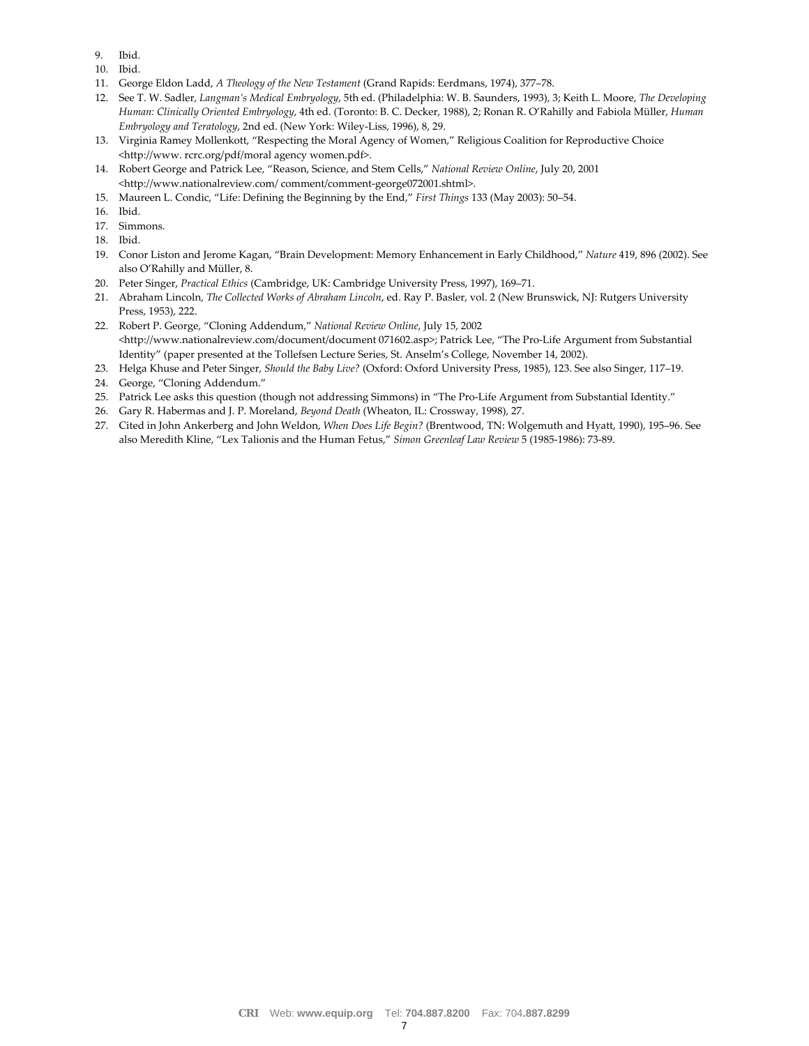9. Ibid.
10. Ibid.
11. George Eldon Ladd, *A Theology of the New Testament* (Grand Rapids: Eerdmans, 1974), 377–78.
12. See T. W. Sadler, *Langman's Medical Embryology*, 5th ed. (Philadelphia: W. B. Saunders, 1993), 3; Keith L. Moore, *The Developing Human: Clinically Oriented Embryology*, 4th ed. (Toronto: B. C. Decker, 1988), 2; Ronan R. O'Rahilly and Fabiola Müller, *Human Embryology and Teratology*, 2nd ed. (New York: Wiley-Liss, 1996), 8, 29.
13. Virginia Ramey Mollenkott, "Respecting the Moral Agency of Women," Religious Coalition for Reproductive Choice <http://www. rcrc.org/pdf/moral agency women.pdf>.
14. Robert George and Patrick Lee, "Reason, Science, and Stem Cells," *National Review Online*, July 20, 2001 <http://www.nationalreview.com/ comment/comment-george072001.shtml>.
15. Maureen L. Condic, "Life: Defining the Beginning by the End," *First Things* 133 (May 2003): 50–54.
16. Ibid.
17. Simmons.
18. Ibid.
19. Conor Liston and Jerome Kagan, "Brain Development: Memory Enhancement in Early Childhood," *Nature* 419, 896 (2002). See also O'Rahilly and Müller, 8.
20. Peter Singer, *Practical Ethics* (Cambridge, UK: Cambridge University Press, 1997), 169–71.
21. Abraham Lincoln, *The Collected Works of Abraham Lincoln*, ed. Ray P. Basler, vol. 2 (New Brunswick, NJ: Rutgers University Press, 1953), 222.
22. Robert P. George, "Cloning Addendum," *National Review Online*, July 15, 2002 <http://www.nationalreview.com/document/document 071602.asp>; Patrick Lee, "The Pro-Life Argument from Substantial Identity" (paper presented at the Tollefsen Lecture Series, St. Anselm's College, November 14, 2002).
23. Helga Khuse and Peter Singer, *Should the Baby Live?* (Oxford: Oxford University Press, 1985), 123. See also Singer, 117–19.
24. George, "Cloning Addendum."
25. Patrick Lee asks this question (though not addressing Simmons) in "The Pro-Life Argument from Substantial Identity."
26. Gary R. Habermas and J. P. Moreland, *Beyond Death* (Wheaton, IL: Crossway, 1998), 27.
27. Cited in John Ankerberg and John Weldon, *When Does Life Begin?* (Brentwood, TN: Wolgemuth and Hyatt, 1990), 195–96. See also Meredith Kline, "Lex Talionis and the Human Fetus," *Simon Greenleaf Law Review* 5 (1985-1986): 73-89.